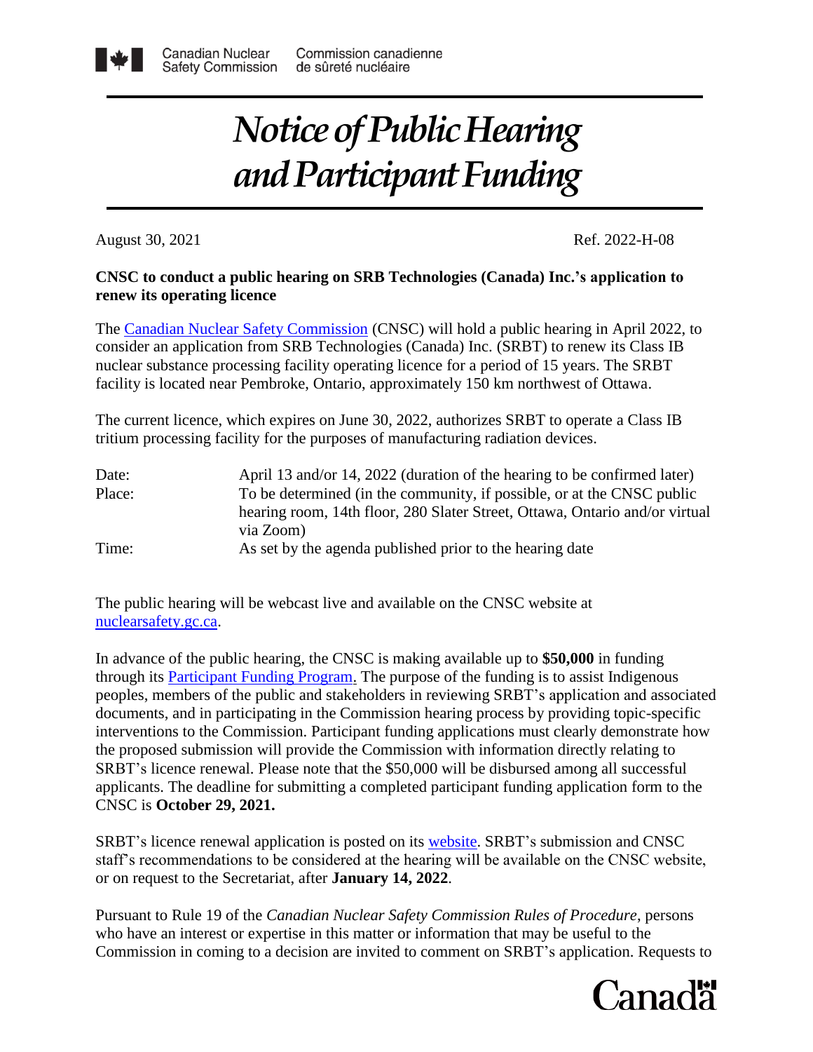Canadian Nuclear Safety Commission | Commission canadienne de sûreté nucléaire

# Notice of Public Hearing and Participant Funding

August 30, 2021 Ref. 2022-H-08

**CNSC to conduct a public hearing on SRB Technologies (Canada) Inc.'s application to renew its operating licence**

The [Canadian Nuclear Safety Commission](https://www.nuclearsafety.gc.ca) (CNSC) will hold a public hearing in April 2022, to consider an application from SRB Technologies (Canada) Inc. (SRBT) to renew its Class IB nuclear substance processing facility operating licence for a period of 15 years. The SRBT facility is located near Pembroke, Ontario, approximately 150 km northwest of Ottawa.

The current licence, which expires on June 30, 2022, authorizes SRBT to operate a Class IB tritium processing facility for the purposes of manufacturing radiation devices.

| | |
|---|---|
| Date: | April 13 and/or 14, 2022 (duration of the hearing to be confirmed later) |
| Place: | To be determined (in the community, if possible, or at the CNSC public hearing room, 14th floor, 280 Slater Street, Ottawa, Ontario and/or virtual via Zoom) |
| Time: | As set by the agenda published prior to the hearing date |

The public hearing will be webcast live and available on the CNSC website at [nuclearsafety.gc.ca](https://nuclearsafety.gc.ca).

In advance of the public hearing, the CNSC is making available up to **$50,000** in funding through its [Participant Funding Program.](https://www.nuclearsafety.gc.ca) The purpose of the funding is to assist Indigenous peoples, members of the public and stakeholders in reviewing SRBT's application and associated documents, and in participating in the Commission hearing process by providing topic-specific interventions to the Commission. Participant funding applications must clearly demonstrate how the proposed submission will provide the Commission with information directly relating to SRBT's licence renewal. Please note that the $50,000 will be disbursed among all successful applicants. The deadline for submitting a completed participant funding application form to the CNSC is **October 29, 2021.**

SRBT's licence renewal application is posted on its [website](https://www.srbt.com). SRBT's submission and CNSC staff's recommendations to be considered at the hearing will be available on the CNSC website, or on request to the Secretariat, after **January 14, 2022**.

Pursuant to Rule 19 of the *Canadian Nuclear Safety Commission Rules of Procedure*, persons who have an interest or expertise in this matter or information that may be useful to the Commission in coming to a decision are invited to comment on SRBT's application. Requests to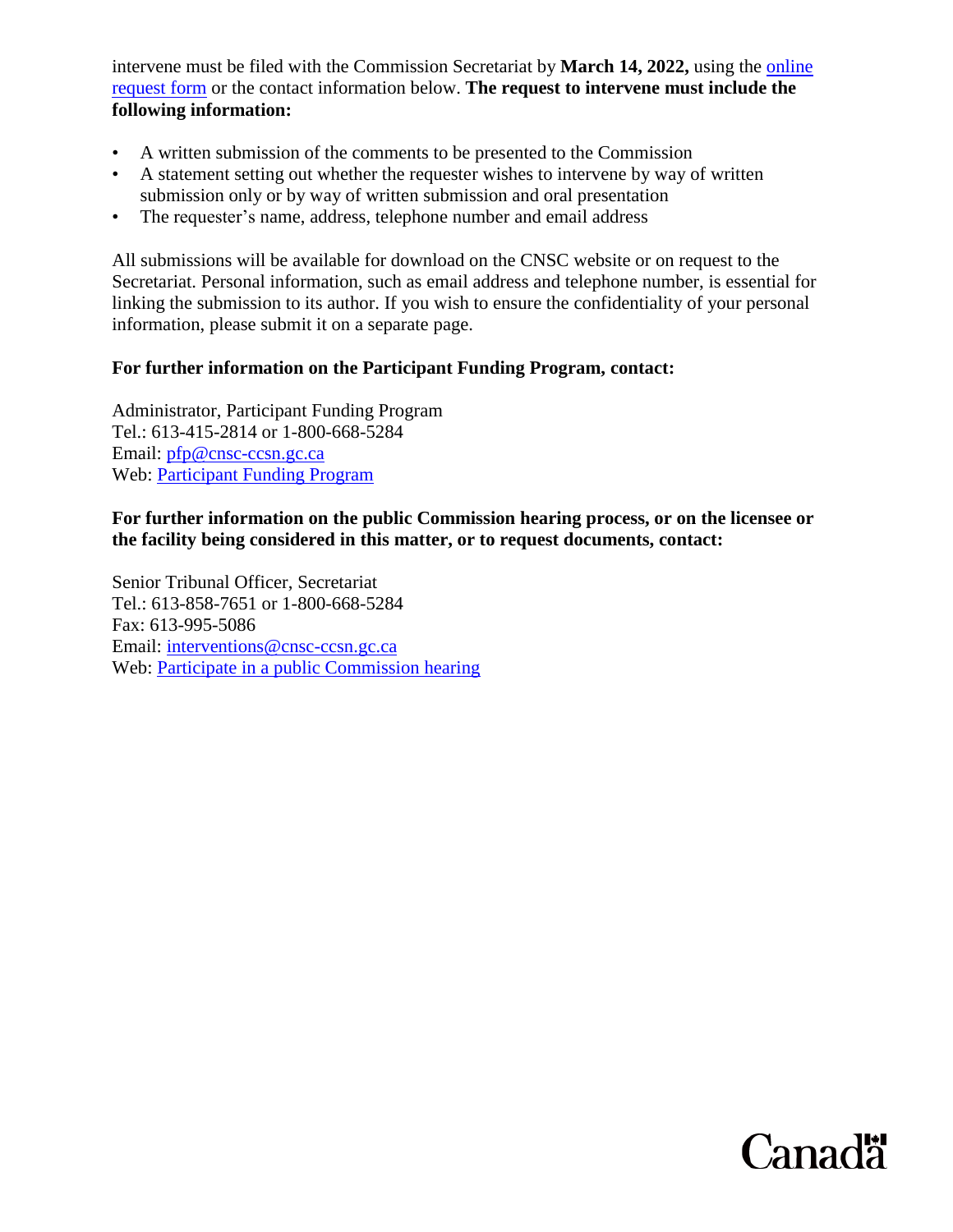intervene must be filed with the Commission Secretariat by **March 14, 2022,** using the online request form or the contact information below. **The request to intervene must include the following information:**

- A written submission of the comments to be presented to the Commission
- A statement setting out whether the requester wishes to intervene by way of written submission only or by way of written submission and oral presentation
- The requester's name, address, telephone number and email address

All submissions will be available for download on the CNSC website or on request to the Secretariat. Personal information, such as email address and telephone number, is essential for linking the submission to its author. If you wish to ensure the confidentiality of your personal information, please submit it on a separate page.

**For further information on the Participant Funding Program, contact:**

Administrator, Participant Funding Program
Tel.: 613-415-2814 or 1-800-668-5284
Email: pfp@cnsc-ccsn.gc.ca
Web: Participant Funding Program

**For further information on the public Commission hearing process, or on the licensee or the facility being considered in this matter, or to request documents, contact:**

Senior Tribunal Officer, Secretariat
Tel.: 613-858-7651 or 1-800-668-5284
Fax: 613-995-5086
Email: interventions@cnsc-ccsn.gc.ca
Web: Participate in a public Commission hearing

Canada